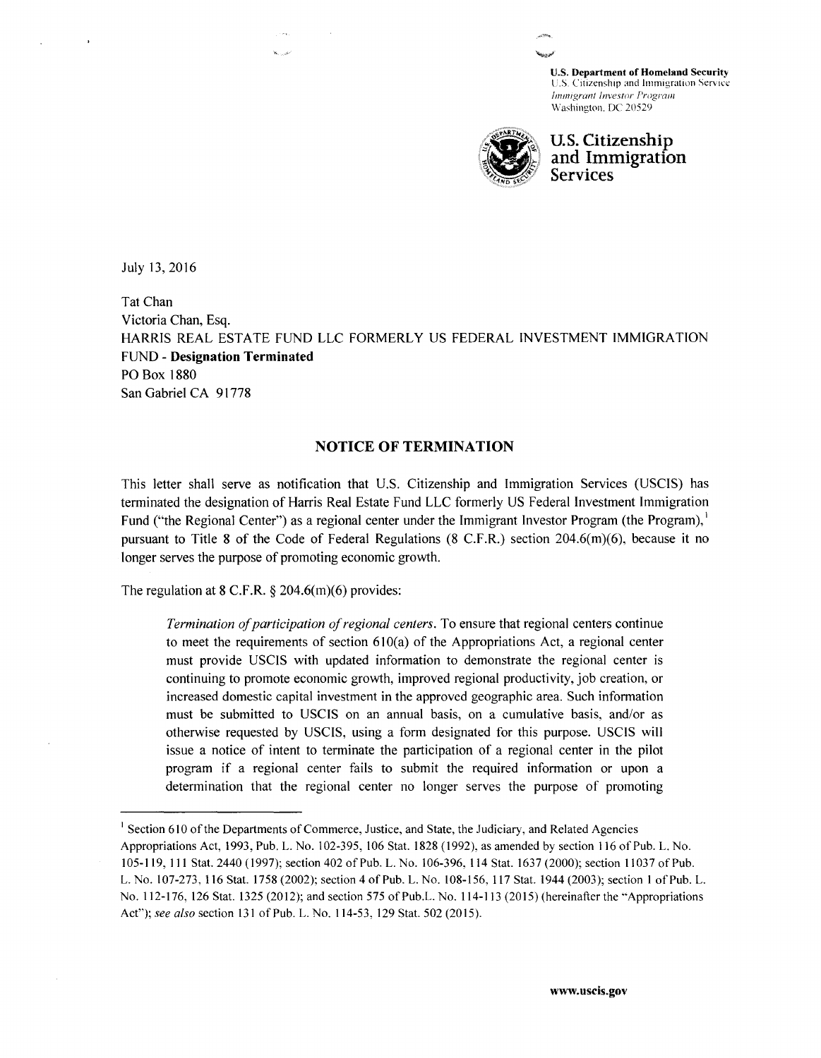U.S. Department of Homeland Security
U.S. Citizenship and Immigration Service
*Immigrant Investor Program*
Washington, DC 20529

**U.S. Citizenship and Immigration Services**

July 13, 2016

Tat Chan
Victoria Chan, Esq.
HARRIS REAL ESTATE FUND LLC FORMERLY US FEDERAL INVESTMENT IMMIGRATION FUND - **Designation Terminated**
PO Box 1880
San Gabriel CA 91778

## NOTICE OF TERMINATION

This letter shall serve as notification that U.S. Citizenship and Immigration Services (USCIS) has terminated the designation of Harris Real Estate Fund LLC formerly US Federal Investment Immigration Fund ("the Regional Center") as a regional center under the Immigrant Investor Program (the Program),[1] pursuant to Title 8 of the Code of Federal Regulations (8 C.F.R.) section 204.6(m)(6), because it no longer serves the purpose of promoting economic growth.

The regulation at 8 C.F.R. § 204.6(m)(6) provides:

> *Termination of participation of regional centers*. To ensure that regional centers continue to meet the requirements of section 610(a) of the Appropriations Act, a regional center must provide USCIS with updated information to demonstrate the regional center is continuing to promote economic growth, improved regional productivity, job creation, or increased domestic capital investment in the approved geographic area. Such information must be submitted to USCIS on an annual basis, on a cumulative basis, and/or as otherwise requested by USCIS, using a form designated for this purpose. USCIS will issue a notice of intent to terminate the participation of a regional center in the pilot program if a regional center fails to submit the required information or upon a determination that the regional center no longer serves the purpose of promoting

[1] Section 610 of the Departments of Commerce, Justice, and State, the Judiciary, and Related Agencies Appropriations Act, 1993, Pub. L. No. 102-395, 106 Stat. 1828 (1992), as amended by section 116 of Pub. L. No. 105-119, 111 Stat. 2440 (1997); section 402 of Pub. L. No. 106-396, 114 Stat. 1637 (2000); section 11037 of Pub. L. No. 107-273, 116 Stat. 1758 (2002); section 4 of Pub. L. No. 108-156, 117 Stat. 1944 (2003); section 1 of Pub. L. No. 112-176, 126 Stat. 1325 (2012); and section 575 of Pub.L. No. 114-113 (2015) (hereinafter the "Appropriations Act"); *see also* section 131 of Pub. L. No. 114-53, 129 Stat. 502 (2015).

www.uscis.gov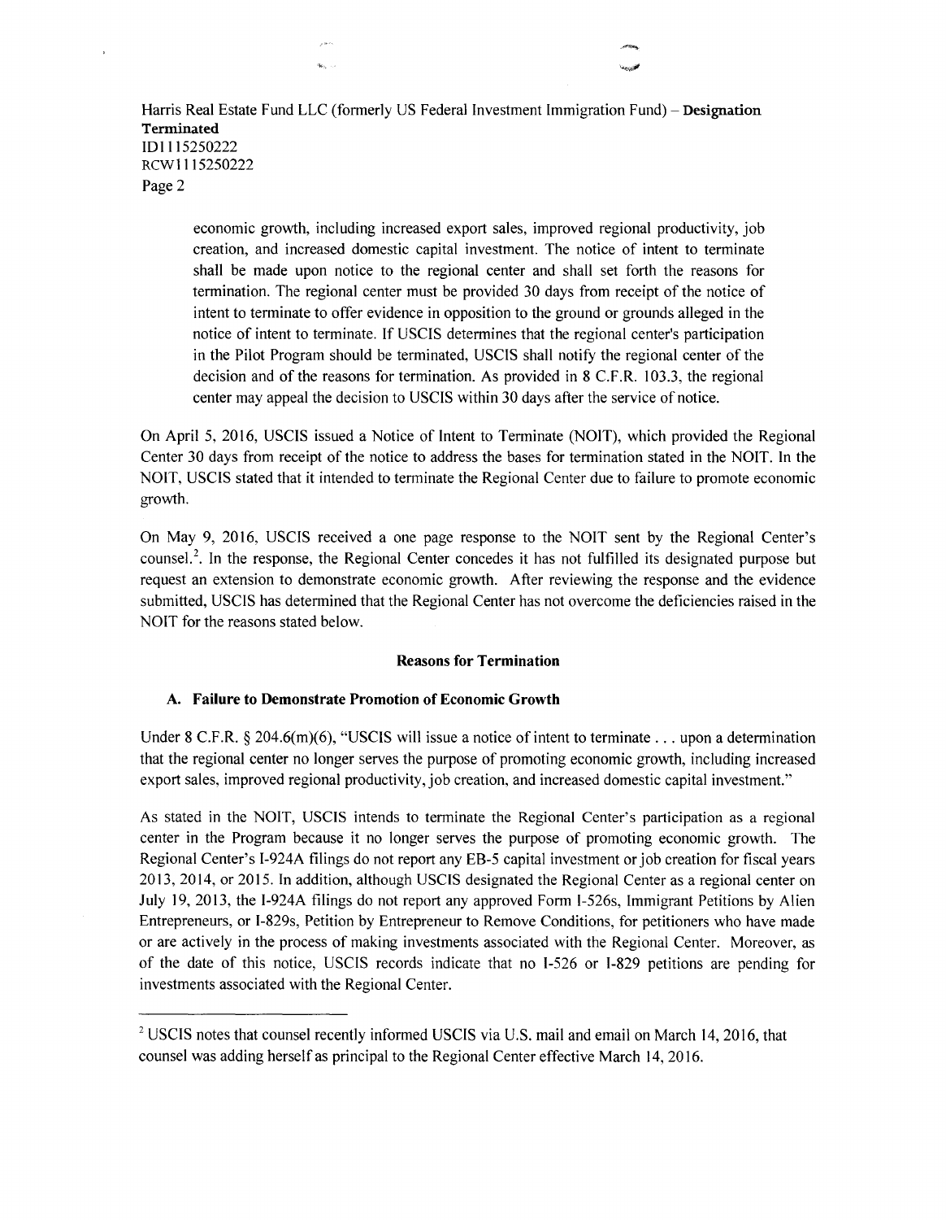economic growth, including increased export sales, improved regional productivity, job creation, and increased domestic capital investment. The notice of intent to terminate shall be made upon notice to the regional center and shall set forth the reasons for termination. The regional center must be provided 30 days from receipt of the notice of intent to terminate to offer evidence in opposition to the ground or grounds alleged in the notice of intent to terminate. If USCIS determines that the regional center's participation in the Pilot Program should be terminated, USCIS shall notify the regional center of the decision and of the reasons for termination. As provided in 8 C.F.R. 103.3, the regional center may appeal the decision to USCIS within 30 days after the service of notice.

On April 5, 2016, USCIS issued a Notice of Intent to Terminate (NOIT), which provided the Regional Center 30 days from receipt of the notice to address the bases for termination stated in the NOIT. In the NOIT, USCIS stated that it intended to terminate the Regional Center due to failure to promote economic growth.

On May 9, 2016, USCIS received a one page response to the NOIT sent by the Regional Center's counsel.[2]. In the response, the Regional Center concedes it has not fulfilled its designated purpose but request an extension to demonstrate economic growth. After reviewing the response and the evidence submitted, USCIS has determined that the Regional Center has not overcome the deficiencies raised in the NOIT for the reasons stated below.

## Reasons for Termination

### A. Failure to Demonstrate Promotion of Economic Growth

Under 8 C.F.R. § 204.6(m)(6), "USCIS will issue a notice of intent to terminate . . . upon a determination that the regional center no longer serves the purpose of promoting economic growth, including increased export sales, improved regional productivity, job creation, and increased domestic capital investment."

As stated in the NOIT, USCIS intends to terminate the Regional Center's participation as a regional center in the Program because it no longer serves the purpose of promoting economic growth. The Regional Center's I-924A filings do not report any EB-5 capital investment or job creation for fiscal years 2013, 2014, or 2015. In addition, although USCIS designated the Regional Center as a regional center on July 19, 2013, the I-924A filings do not report any approved Form I-526s, Immigrant Petitions by Alien Entrepreneurs, or I-829s, Petition by Entrepreneur to Remove Conditions, for petitioners who have made or are actively in the process of making investments associated with the Regional Center. Moreover, as of the date of this notice, USCIS records indicate that no I-526 or I-829 petitions are pending for investments associated with the Regional Center.

---

[2] USCIS notes that counsel recently informed USCIS via U.S. mail and email on March 14, 2016, that counsel was adding herself as principal to the Regional Center effective March 14, 2016.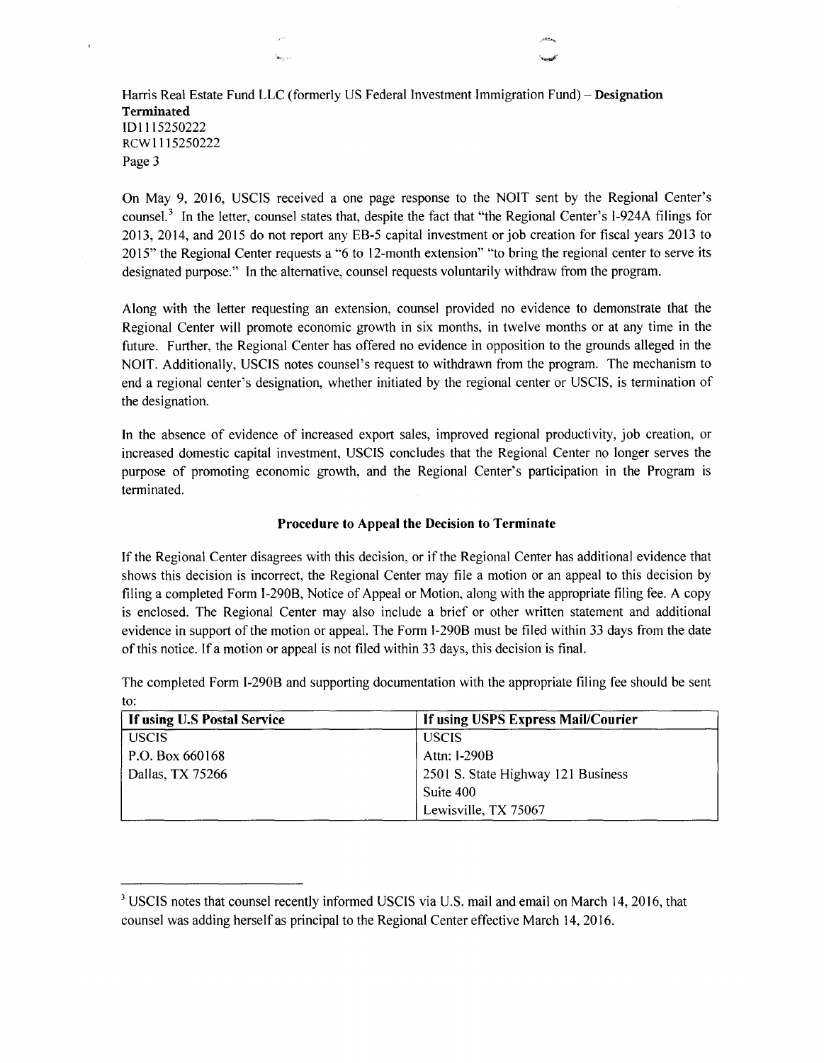On May 9, 2016, USCIS received a one page response to the NOIT sent by the Regional Center's counsel.[3] In the letter, counsel states that, despite the fact that "the Regional Center's I-924A filings for 2013, 2014, and 2015 do not report any EB-5 capital investment or job creation for fiscal years 2013 to 2015" the Regional Center requests a "6 to 12-month extension" "to bring the regional center to serve its designated purpose." In the alternative, counsel requests voluntarily withdraw from the program.

Along with the letter requesting an extension, counsel provided no evidence to demonstrate that the Regional Center will promote economic growth in six months, in twelve months or at any time in the future. Further, the Regional Center has offered no evidence in opposition to the grounds alleged in the NOIT. Additionally, USCIS notes counsel's request to withdrawn from the program. The mechanism to end a regional center's designation, whether initiated by the regional center or USCIS, is termination of the designation.

In the absence of evidence of increased export sales, improved regional productivity, job creation, or increased domestic capital investment, USCIS concludes that the Regional Center no longer serves the purpose of promoting economic growth, and the Regional Center's participation in the Program is terminated.

**Procedure to Appeal the Decision to Terminate**

If the Regional Center disagrees with this decision, or if the Regional Center has additional evidence that shows this decision is incorrect, the Regional Center may file a motion or an appeal to this decision by filing a completed Form I-290B, Notice of Appeal or Motion, along with the appropriate filing fee. A copy is enclosed. The Regional Center may also include a brief or other written statement and additional evidence in support of the motion or appeal. The Form I-290B must be filed within 33 days from the date of this notice. If a motion or appeal is not filed within 33 days, this decision is final.

The completed Form I-290B and supporting documentation with the appropriate filing fee should be sent to:

| If using U.S Postal Service | If using USPS Express Mail/Courier |
|---|---|
| USCIS | USCIS |
| P.O. Box 660168 | Attn: I-290B |
| Dallas, TX 75266 | 2501 S. State Highway 121 Business |
| | Suite 400 |
| | Lewisville, TX 75067 |

[3] USCIS notes that counsel recently informed USCIS via U.S. mail and email on March 14, 2016, that counsel was adding herself as principal to the Regional Center effective March 14, 2016.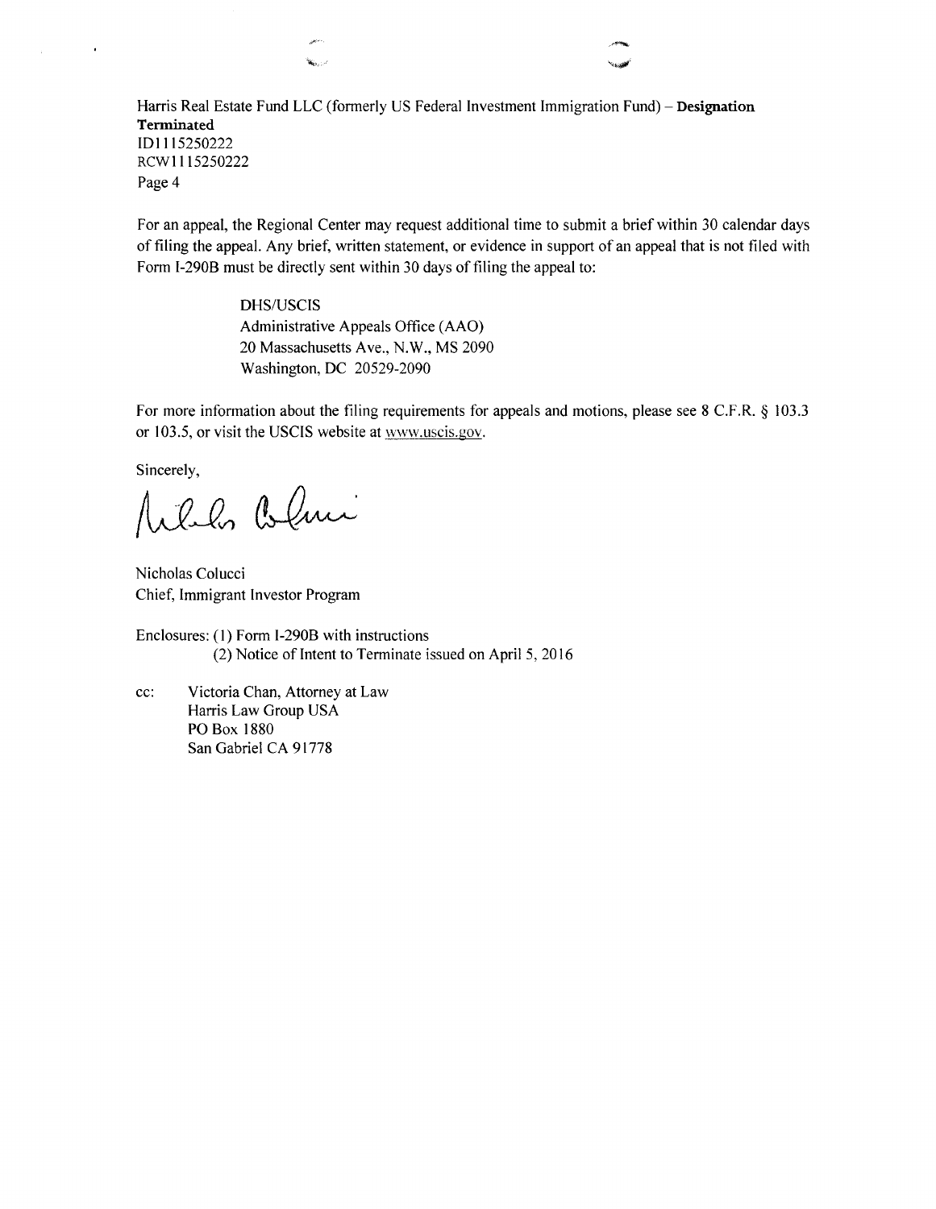Harris Real Estate Fund LLC (formerly US Federal Investment Immigration Fund) – **Designation Terminated**
ID1115250222
RCW1115250222
Page 4

For an appeal, the Regional Center may request additional time to submit a brief within 30 calendar days of filing the appeal. Any brief, written statement, or evidence in support of an appeal that is not filed with Form I-290B must be directly sent within 30 days of filing the appeal to:

DHS/USCIS
Administrative Appeals Office (AAO)
20 Massachusetts Ave., N.W., MS 2090
Washington, DC 20529-2090

For more information about the filing requirements for appeals and motions, please see 8 C.F.R. § 103.3 or 103.5, or visit the USCIS website at www.uscis.gov.

Sincerely,

Nicholas Colucci
Chief, Immigrant Investor Program

Enclosures: (1) Form I-290B with instructions
(2) Notice of Intent to Terminate issued on April 5, 2016

cc: Victoria Chan, Attorney at Law
Harris Law Group USA
PO Box 1880
San Gabriel CA 91778